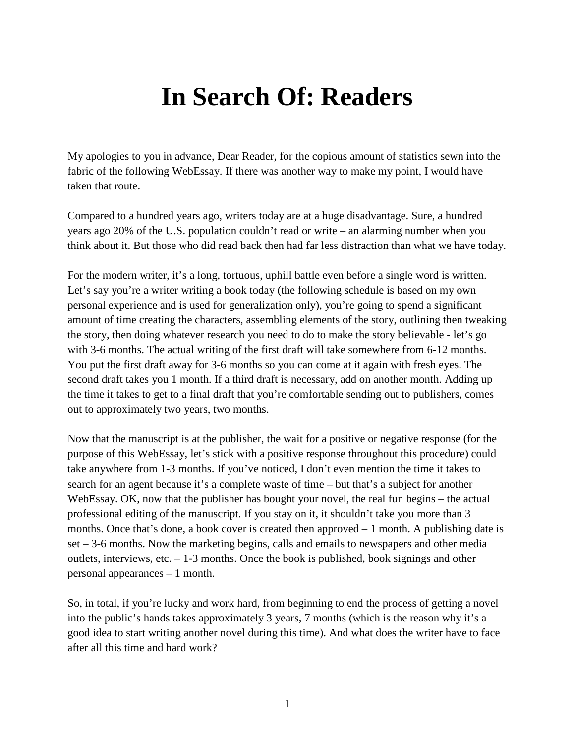# In Search Of: Readers

My apologies to you in advance, Dear Reader, for the copious amount of statistics sewn into the fabric of the following WebEssay. If there was another way to make my point, I would have taken that route.

Compared to a hundred years ago, writers today are at a huge disadvantage. Sure, a hundred years ago 20% of the U.S. population couldn't read or write – an alarming number when you think about it. But those who did read back then had far less distraction than what we have today.

For the modern writer, it's a long, tortuous, uphill battle even before a single word is written. Let's say you're a writer writing a book today (the following schedule is based on my own personal experience and is used for generalization only), you're going to spend a significant amount of time creating the characters, assembling elements of the story, outlining then tweaking the story, then doing whatever research you need to do to make the story believable - let's go with 3-6 months. The actual writing of the first draft will take somewhere from 6-12 months. You put the first draft away for 3-6 months so you can come at it again with fresh eyes. The second draft takes you 1 month. If a third draft is necessary, add on another month. Adding up the time it takes to get to a final draft that you're comfortable sending out to publishers, comes out to approximately two years, two months.

Now that the manuscript is at the publisher, the wait for a positive or negative response (for the purpose of this WebEssay, let's stick with a positive response throughout this procedure) could take anywhere from 1-3 months. If you've noticed, I don't even mention the time it takes to search for an agent because it's a complete waste of time – but that's a subject for another WebEssay. OK, now that the publisher has bought your novel, the real fun begins – the actual professional editing of the manuscript. If you stay on it, it shouldn't take you more than 3 months. Once that's done, a book cover is created then approved – 1 month. A publishing date is set – 3-6 months. Now the marketing begins, calls and emails to newspapers and other media outlets, interviews, etc. – 1-3 months. Once the book is published, book signings and other personal appearances – 1 month.

So, in total, if you're lucky and work hard, from beginning to end the process of getting a novel into the public's hands takes approximately 3 years, 7 months (which is the reason why it's a good idea to start writing another novel during this time). And what does the writer have to face after all this time and hard work?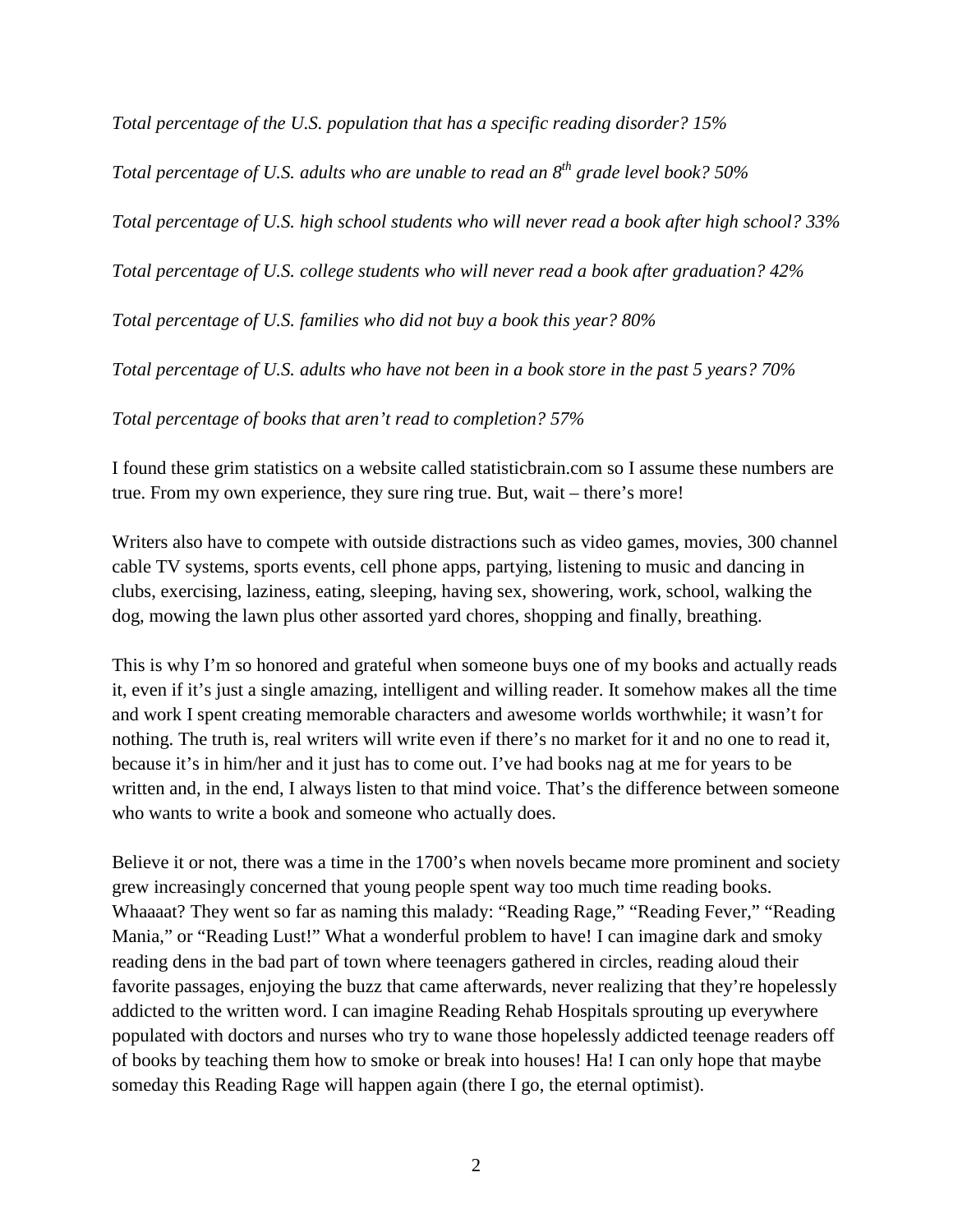*Total percentage of the U.S. population that has a specific reading disorder? 15%*

*Total percentage of U.S. adults who are unable to read an 8th grade level book? 50%*

*Total percentage of U.S. high school students who will never read a book after high school? 33%*

*Total percentage of U.S. college students who will never read a book after graduation? 42%*

*Total percentage of U.S. families who did not buy a book this year? 80%*

*Total percentage of U.S. adults who have not been in a book store in the past 5 years? 70%*

*Total percentage of books that aren't read to completion? 57%*

I found these grim statistics on a website called statisticbrain.com so I assume these numbers are true. From my own experience, they sure ring true. But, wait – there's more!

Writers also have to compete with outside distractions such as video games, movies, 300 channel cable TV systems, sports events, cell phone apps, partying, listening to music and dancing in clubs, exercising, laziness, eating, sleeping, having sex, showering, work, school, walking the dog, mowing the lawn plus other assorted yard chores, shopping and finally, breathing.

This is why I'm so honored and grateful when someone buys one of my books and actually reads it, even if it's just a single amazing, intelligent and willing reader. It somehow makes all the time and work I spent creating memorable characters and awesome worlds worthwhile; it wasn't for nothing. The truth is, real writers will write even if there's no market for it and no one to read it, because it's in him/her and it just has to come out. I've had books nag at me for years to be written and, in the end, I always listen to that mind voice. That's the difference between someone who wants to write a book and someone who actually does.

Believe it or not, there was a time in the 1700's when novels became more prominent and society grew increasingly concerned that young people spent way too much time reading books. Whaaaat? They went so far as naming this malady: "Reading Rage," "Reading Fever," "Reading Mania," or "Reading Lust!" What a wonderful problem to have! I can imagine dark and smoky reading dens in the bad part of town where teenagers gathered in circles, reading aloud their favorite passages, enjoying the buzz that came afterwards, never realizing that they're hopelessly addicted to the written word. I can imagine Reading Rehab Hospitals sprouting up everywhere populated with doctors and nurses who try to wane those hopelessly addicted teenage readers off of books by teaching them how to smoke or break into houses! Ha! I can only hope that maybe someday this Reading Rage will happen again (there I go, the eternal optimist).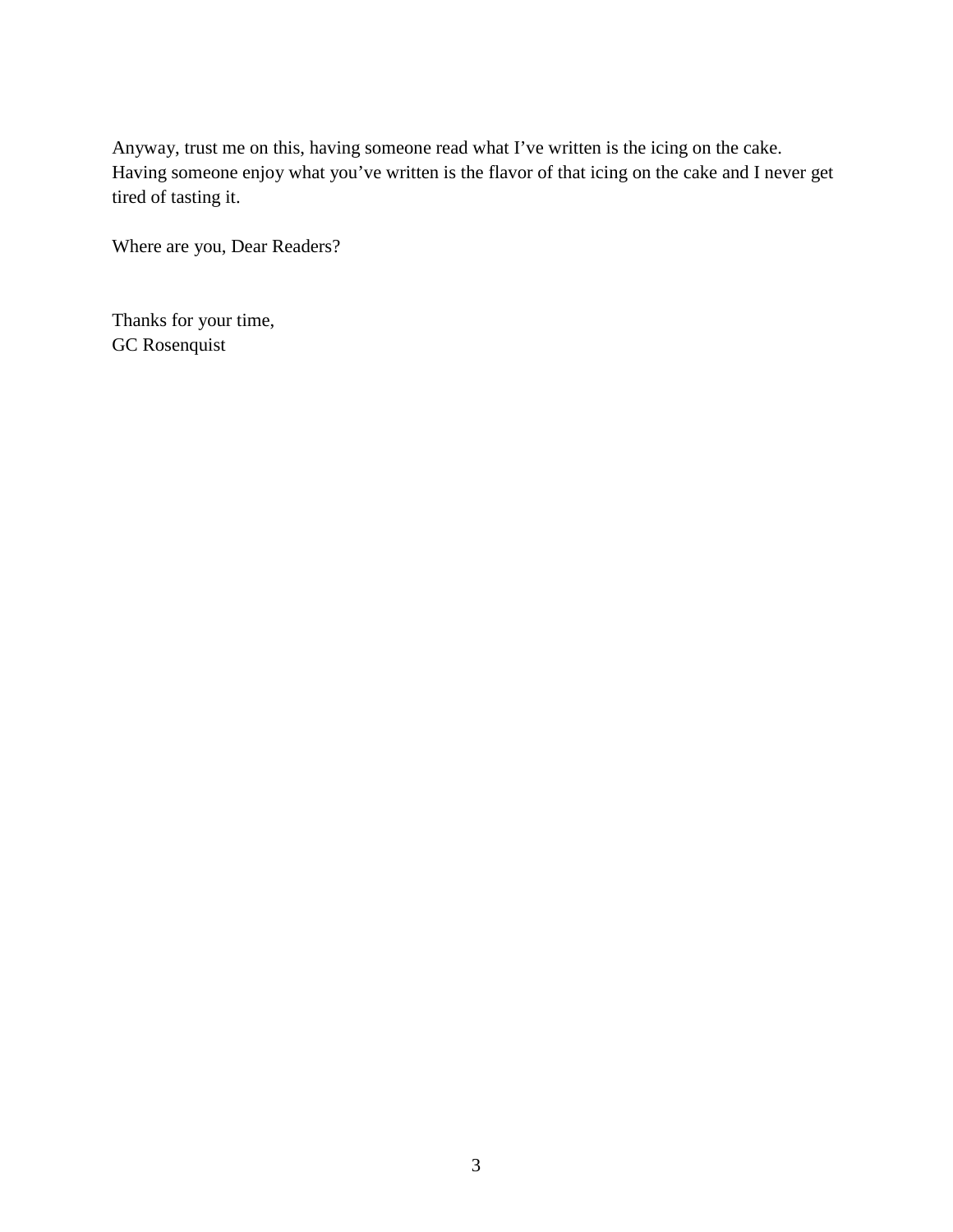Anyway, trust me on this, having someone read what I've written is the icing on the cake. Having someone enjoy what you've written is the flavor of that icing on the cake and I never get tired of tasting it.

Where are you, Dear Readers?

Thanks for your time,  
GC Rosenquist